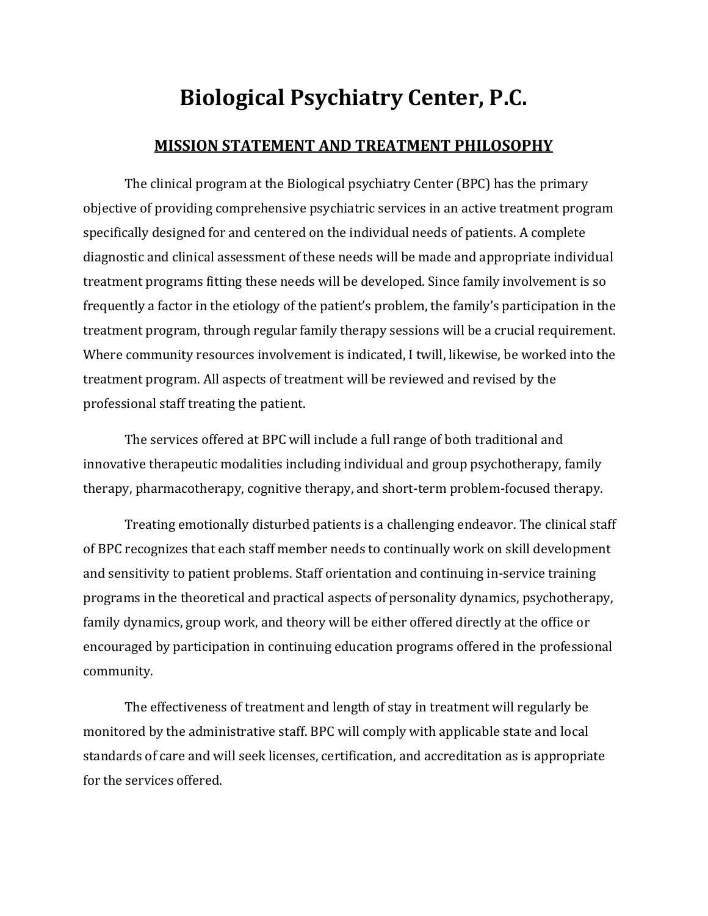# Biological Psychiatry Center, P.C.

## MISSION STATEMENT AND TREATMENT PHILOSOPHY

The clinical program at the Biological psychiatry Center (BPC) has the primary objective of providing comprehensive psychiatric services in an active treatment program specifically designed for and centered on the individual needs of patients. A complete diagnostic and clinical assessment of these needs will be made and appropriate individual treatment programs fitting these needs will be developed. Since family involvement is so frequently a factor in the etiology of the patient's problem, the family's participation in the treatment program, through regular family therapy sessions will be a crucial requirement. Where community resources involvement is indicated, I twill, likewise, be worked into the treatment program. All aspects of treatment will be reviewed and revised by the professional staff treating the patient.

The services offered at BPC will include a full range of both traditional and innovative therapeutic modalities including individual and group psychotherapy, family therapy, pharmacotherapy, cognitive therapy, and short-term problem-focused therapy.

Treating emotionally disturbed patients is a challenging endeavor. The clinical staff of BPC recognizes that each staff member needs to continually work on skill development and sensitivity to patient problems. Staff orientation and continuing in-service training programs in the theoretical and practical aspects of personality dynamics, psychotherapy, family dynamics, group work, and theory will be either offered directly at the office or encouraged by participation in continuing education programs offered in the professional community.

The effectiveness of treatment and length of stay in treatment will regularly be monitored by the administrative staff. BPC will comply with applicable state and local standards of care and will seek licenses, certification, and accreditation as is appropriate for the services offered.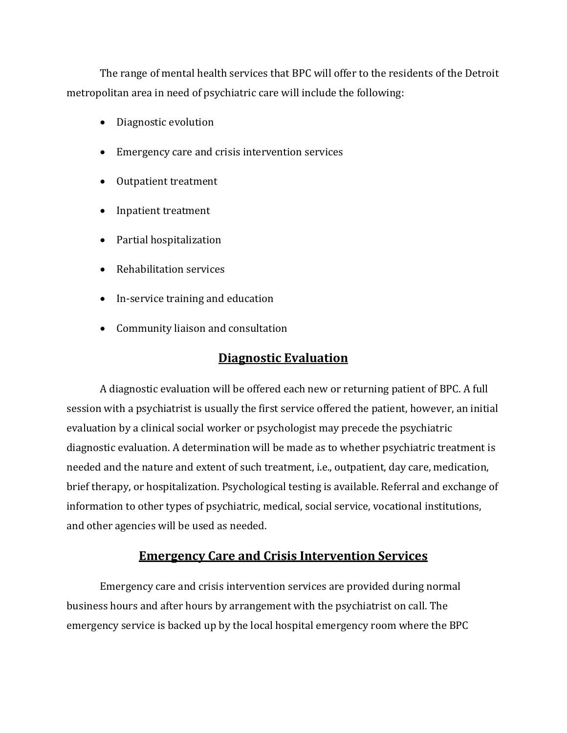The range of mental health services that BPC will offer to the residents of the Detroit metropolitan area in need of psychiatric care will include the following:

- Diagnostic evolution
- Emergency care and crisis intervention services
- Outpatient treatment
- Inpatient treatment
- Partial hospitalization
- Rehabilitation services
- In-service training and education
- Community liaison and consultation

## Diagnostic Evaluation

A diagnostic evaluation will be offered each new or returning patient of BPC. A full session with a psychiatrist is usually the first service offered the patient, however, an initial evaluation by a clinical social worker or psychologist may precede the psychiatric diagnostic evaluation. A determination will be made as to whether psychiatric treatment is needed and the nature and extent of such treatment, i.e., outpatient, day care, medication, brief therapy, or hospitalization. Psychological testing is available. Referral and exchange of information to other types of psychiatric, medical, social service, vocational institutions, and other agencies will be used as needed.

## Emergency Care and Crisis Intervention Services

Emergency care and crisis intervention services are provided during normal business hours and after hours by arrangement with the psychiatrist on call. The emergency service is backed up by the local hospital emergency room where the BPC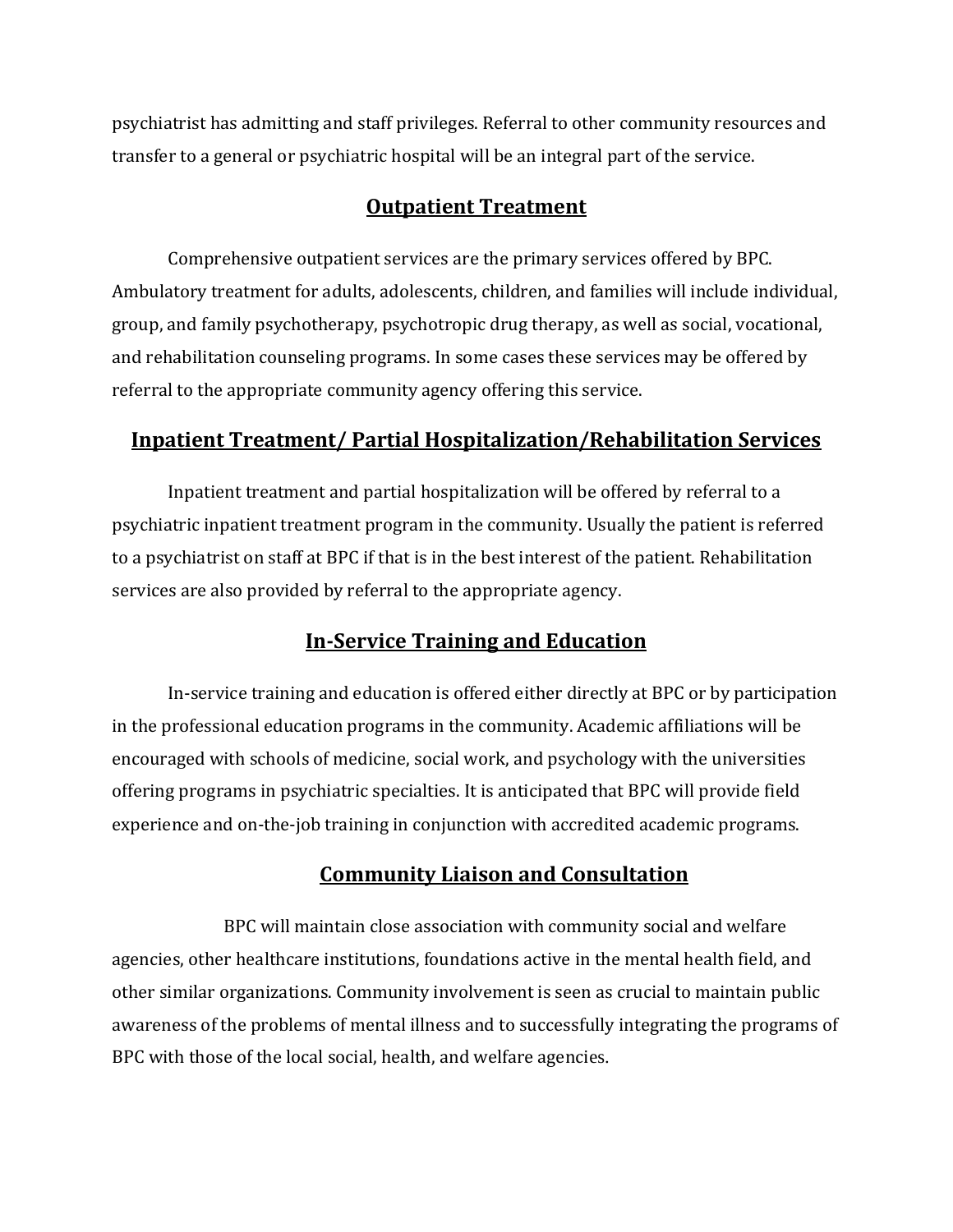psychiatrist has admitting and staff privileges. Referral to other community resources and transfer to a general or psychiatric hospital will be an integral part of the service.

## Outpatient Treatment

Comprehensive outpatient services are the primary services offered by BPC. Ambulatory treatment for adults, adolescents, children, and families will include individual, group, and family psychotherapy, psychotropic drug therapy, as well as social, vocational, and rehabilitation counseling programs. In some cases these services may be offered by referral to the appropriate community agency offering this service.

## Inpatient Treatment/ Partial Hospitalization/Rehabilitation Services

Inpatient treatment and partial hospitalization will be offered by referral to a psychiatric inpatient treatment program in the community. Usually the patient is referred to a psychiatrist on staff at BPC if that is in the best interest of the patient. Rehabilitation services are also provided by referral to the appropriate agency.

## In-Service Training and Education

In-service training and education is offered either directly at BPC or by participation in the professional education programs in the community. Academic affiliations will be encouraged with schools of medicine, social work, and psychology with the universities offering programs in psychiatric specialties. It is anticipated that BPC will provide field experience and on-the-job training in conjunction with accredited academic programs.

## Community Liaison and Consultation

BPC will maintain close association with community social and welfare agencies, other healthcare institutions, foundations active in the mental health field, and other similar organizations. Community involvement is seen as crucial to maintain public awareness of the problems of mental illness and to successfully integrating the programs of BPC with those of the local social, health, and welfare agencies.